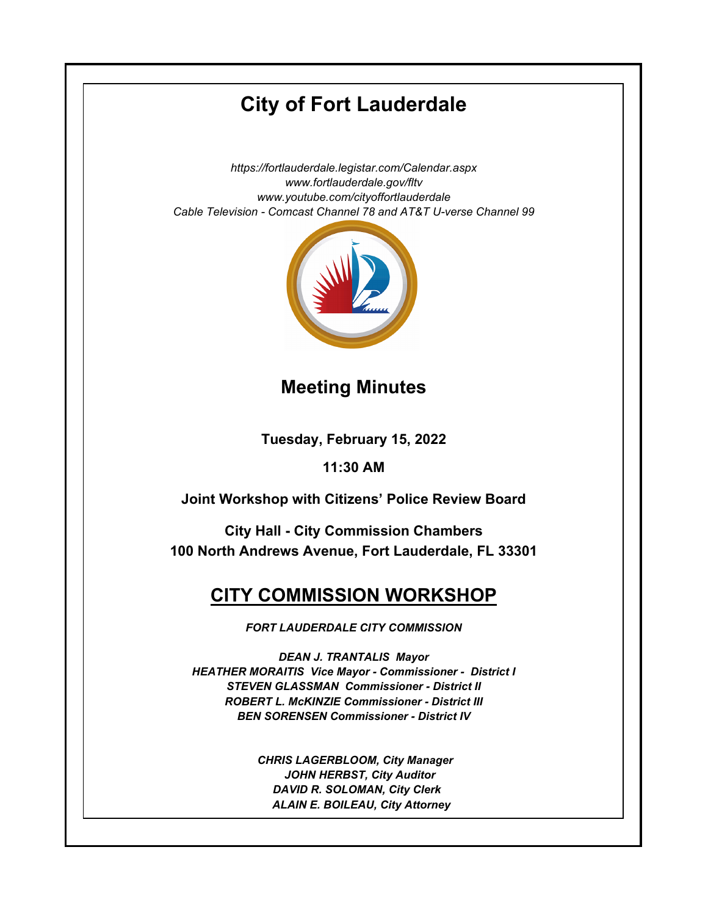# City of Fort Lauderdale

*https://fortlauderdale.legistar.com/Calendar.aspx*
*www.fortlauderdale.gov/fltv*
*www.youtube.com/cityoffortlauderdale*
*Cable Television - Comcast Channel 78 and AT&T U-verse Channel 99*

## Meeting Minutes

**Tuesday, February 15, 2022**

**11:30 AM**

**Joint Workshop with Citizens' Police Review Board**

**City Hall - City Commission Chambers**
**100 North Andrews Avenue, Fort Lauderdale, FL 33301**

## CITY COMMISSION WORKSHOP

***FORT LAUDERDALE CITY COMMISSION***

***DEAN J. TRANTALIS Mayor***
***HEATHER MORAITIS Vice Mayor - Commissioner - District I***
***STEVEN GLASSMAN Commissioner - District II***
***ROBERT L. McKINZIE Commissioner - District III***
***BEN SORENSEN Commissioner - District IV***

***CHRIS LAGERBLOOM, City Manager***
***JOHN HERBST, City Auditor***
***DAVID R. SOLOMAN, City Clerk***
***ALAIN E. BOILEAU, City Attorney***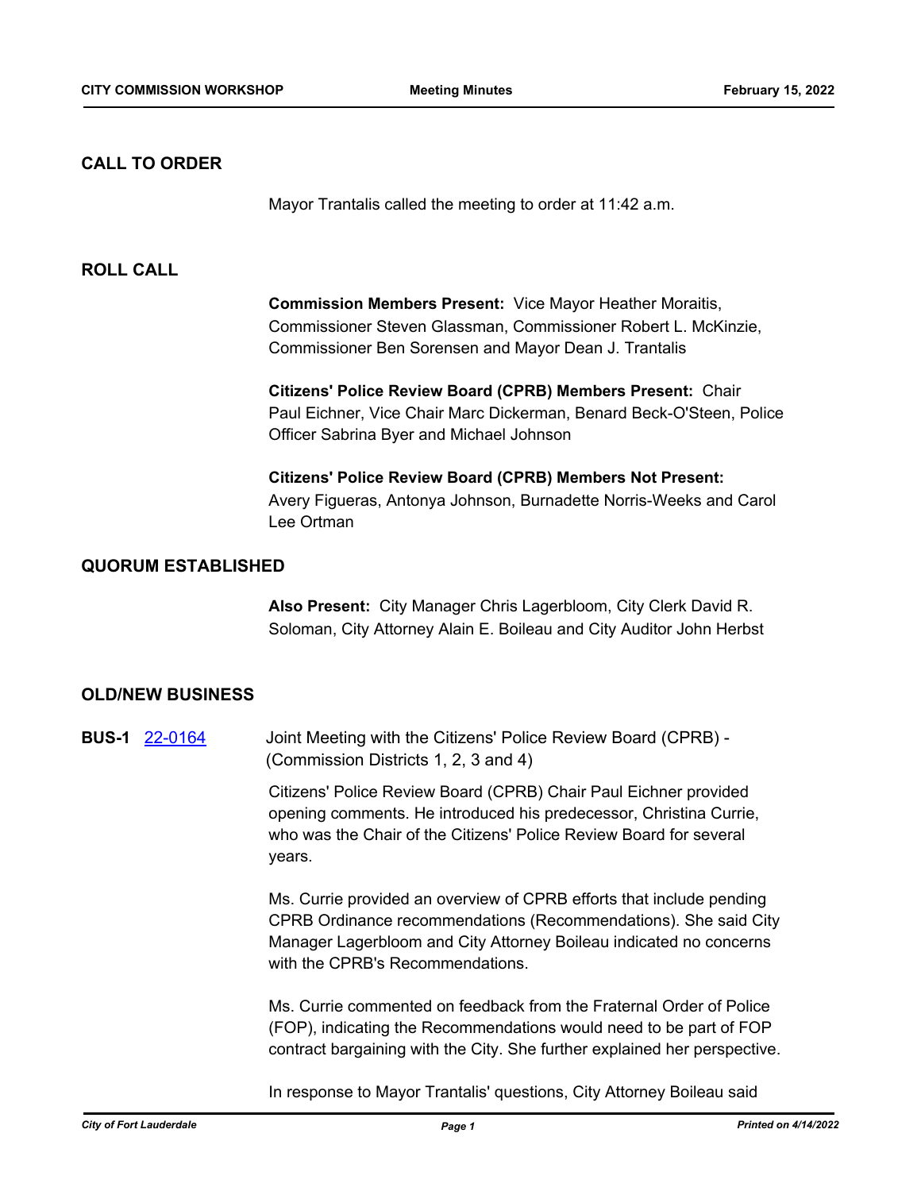## CALL TO ORDER

Mayor Trantalis called the meeting to order at 11:42 a.m.

## ROLL CALL

**Commission Members Present:** Vice Mayor Heather Moraitis, Commissioner Steven Glassman, Commissioner Robert L. McKinzie, Commissioner Ben Sorensen and Mayor Dean J. Trantalis

**Citizens' Police Review Board (CPRB) Members Present:** Chair Paul Eichner, Vice Chair Marc Dickerman, Benard Beck-O'Steen, Police Officer Sabrina Byer and Michael Johnson

**Citizens' Police Review Board (CPRB) Members Not Present:** Avery Figueras, Antonya Johnson, Burnadette Norris-Weeks and Carol Lee Ortman

## QUORUM ESTABLISHED

**Also Present:** City Manager Chris Lagerbloom, City Clerk David R. Soloman, City Attorney Alain E. Boileau and City Auditor John Herbst

## OLD/NEW BUSINESS

**BUS-1** 22-0164 Joint Meeting with the Citizens' Police Review Board (CPRB) - (Commission Districts 1, 2, 3 and 4)

Citizens' Police Review Board (CPRB) Chair Paul Eichner provided opening comments. He introduced his predecessor, Christina Currie, who was the Chair of the Citizens' Police Review Board for several years.

Ms. Currie provided an overview of CPRB efforts that include pending CPRB Ordinance recommendations (Recommendations). She said City Manager Lagerbloom and City Attorney Boileau indicated no concerns with the CPRB's Recommendations.

Ms. Currie commented on feedback from the Fraternal Order of Police (FOP), indicating the Recommendations would need to be part of FOP contract bargaining with the City. She further explained her perspective.

In response to Mayor Trantalis' questions, City Attorney Boileau said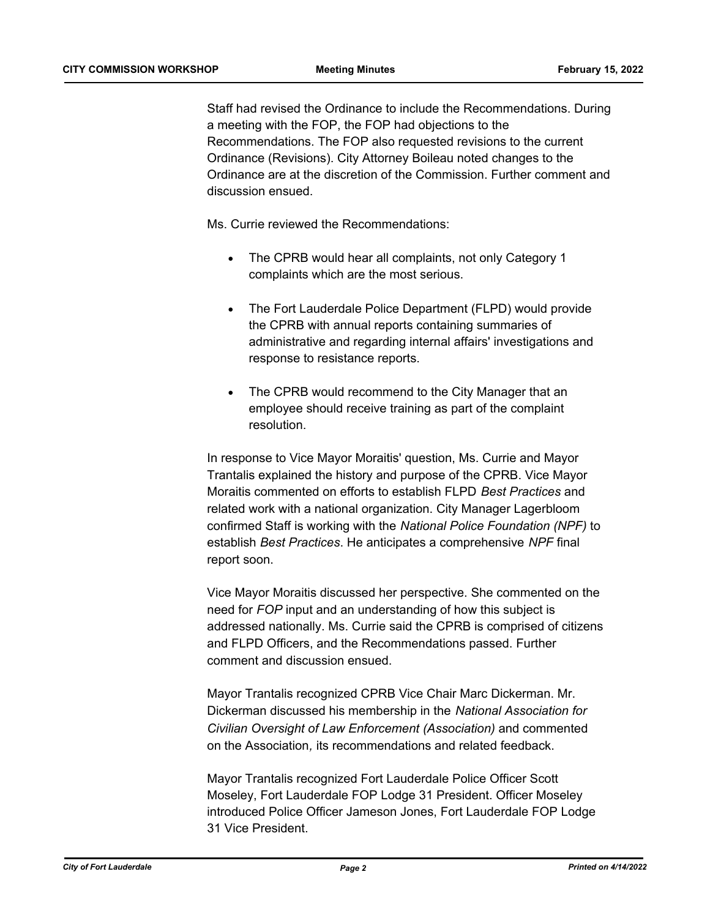Staff had revised the Ordinance to include the Recommendations. During a meeting with the FOP, the FOP had objections to the Recommendations. The FOP also requested revisions to the current Ordinance (Revisions). City Attorney Boileau noted changes to the Ordinance are at the discretion of the Commission. Further comment and discussion ensued.

Ms. Currie reviewed the Recommendations:

- The CPRB would hear all complaints, not only Category 1 complaints which are the most serious.

- The Fort Lauderdale Police Department (FLPD) would provide the CPRB with annual reports containing summaries of administrative and regarding internal affairs' investigations and response to resistance reports.

- The CPRB would recommend to the City Manager that an employee should receive training as part of the complaint resolution.

In response to Vice Mayor Moraitis' question, Ms. Currie and Mayor Trantalis explained the history and purpose of the CPRB. Vice Mayor Moraitis commented on efforts to establish FLPD *Best Practices* and related work with a national organization. City Manager Lagerbloom confirmed Staff is working with the *National Police Foundation (NPF)* to establish *Best Practices*. He anticipates a comprehensive *NPF* final report soon.

Vice Mayor Moraitis discussed her perspective. She commented on the need for *FOP* input and an understanding of how this subject is addressed nationally. Ms. Currie said the CPRB is comprised of citizens and FLPD Officers, and the Recommendations passed. Further comment and discussion ensued.

Mayor Trantalis recognized CPRB Vice Chair Marc Dickerman. Mr. Dickerman discussed his membership in the *National Association for Civilian Oversight of Law Enforcement (Association)* and commented on the Association*,* its recommendations and related feedback.

Mayor Trantalis recognized Fort Lauderdale Police Officer Scott Moseley, Fort Lauderdale FOP Lodge 31 President. Officer Moseley introduced Police Officer Jameson Jones, Fort Lauderdale FOP Lodge 31 Vice President.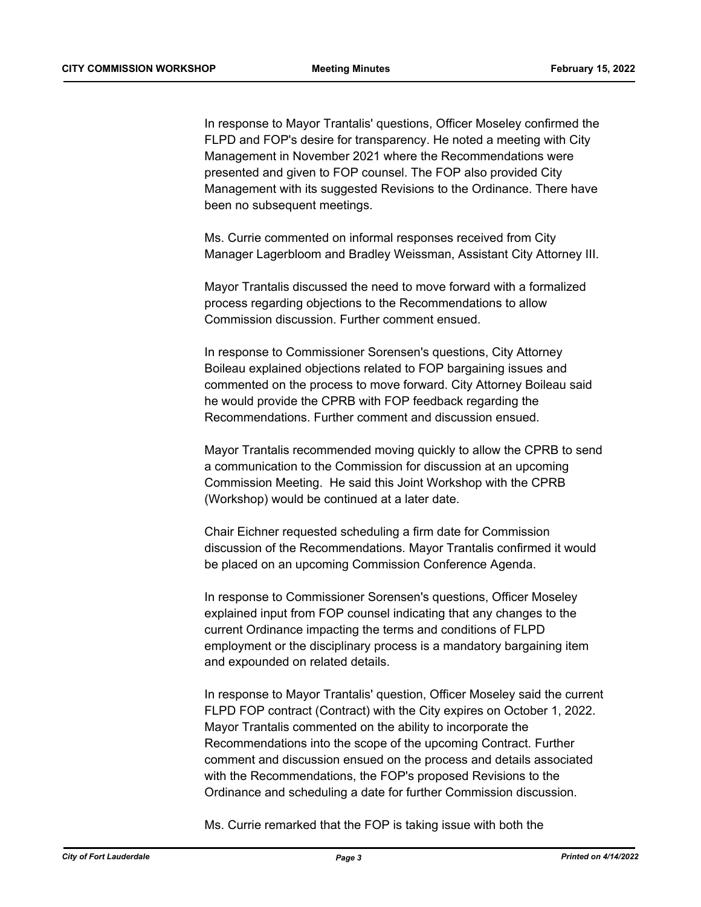In response to Mayor Trantalis' questions, Officer Moseley confirmed the FLPD and FOP's desire for transparency. He noted a meeting with City Management in November 2021 where the Recommendations were presented and given to FOP counsel. The FOP also provided City Management with its suggested Revisions to the Ordinance. There have been no subsequent meetings.

Ms. Currie commented on informal responses received from City Manager Lagerbloom and Bradley Weissman, Assistant City Attorney III.

Mayor Trantalis discussed the need to move forward with a formalized process regarding objections to the Recommendations to allow Commission discussion. Further comment ensued.

In response to Commissioner Sorensen's questions, City Attorney Boileau explained objections related to FOP bargaining issues and commented on the process to move forward. City Attorney Boileau said he would provide the CPRB with FOP feedback regarding the Recommendations. Further comment and discussion ensued.

Mayor Trantalis recommended moving quickly to allow the CPRB to send a communication to the Commission for discussion at an upcoming Commission Meeting. He said this Joint Workshop with the CPRB (Workshop) would be continued at a later date.

Chair Eichner requested scheduling a firm date for Commission discussion of the Recommendations. Mayor Trantalis confirmed it would be placed on an upcoming Commission Conference Agenda.

In response to Commissioner Sorensen's questions, Officer Moseley explained input from FOP counsel indicating that any changes to the current Ordinance impacting the terms and conditions of FLPD employment or the disciplinary process is a mandatory bargaining item and expounded on related details.

In response to Mayor Trantalis' question, Officer Moseley said the current FLPD FOP contract (Contract) with the City expires on October 1, 2022. Mayor Trantalis commented on the ability to incorporate the Recommendations into the scope of the upcoming Contract. Further comment and discussion ensued on the process and details associated with the Recommendations, the FOP's proposed Revisions to the Ordinance and scheduling a date for further Commission discussion.

Ms. Currie remarked that the FOP is taking issue with both the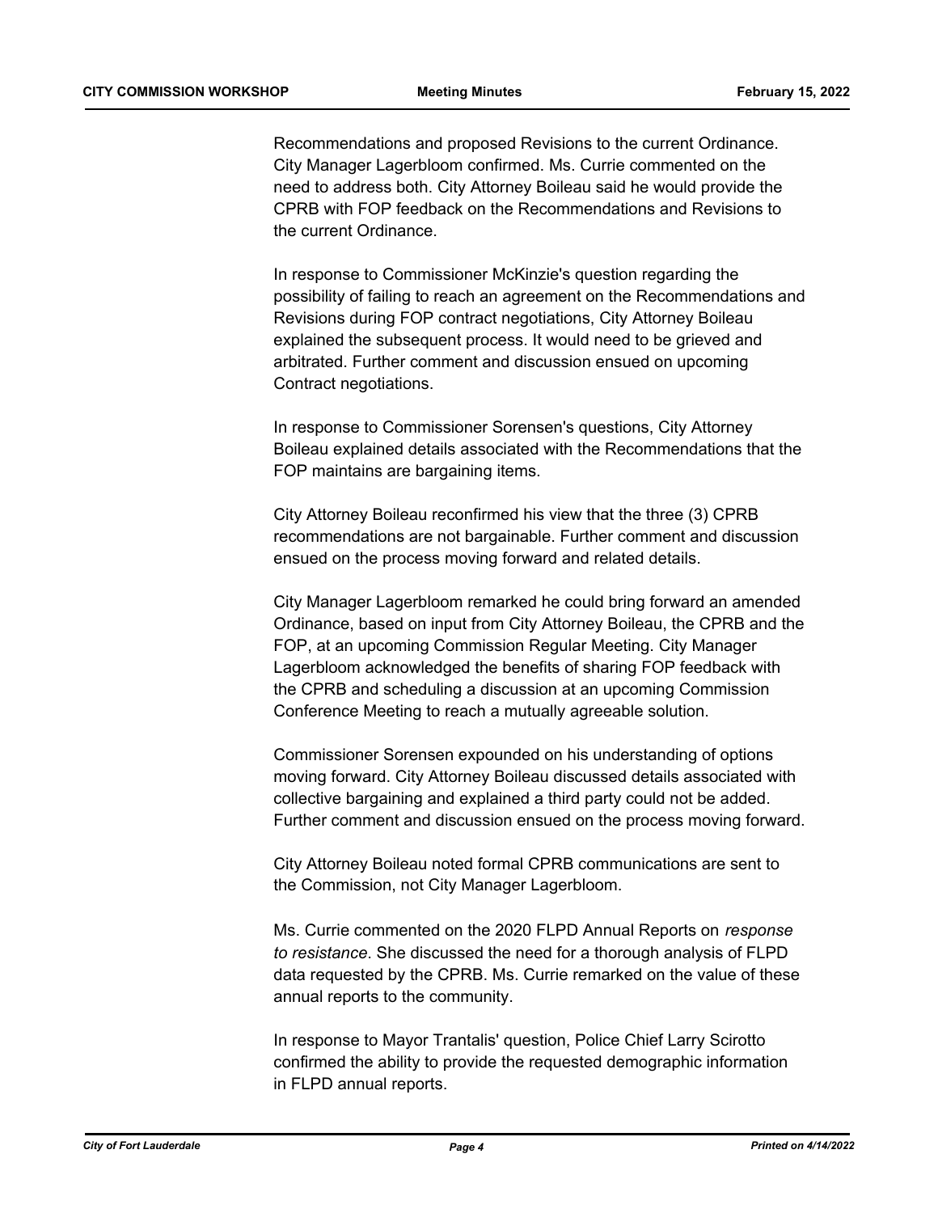Recommendations and proposed Revisions to the current Ordinance. City Manager Lagerbloom confirmed. Ms. Currie commented on the need to address both. City Attorney Boileau said he would provide the CPRB with FOP feedback on the Recommendations and Revisions to the current Ordinance.

In response to Commissioner McKinzie's question regarding the possibility of failing to reach an agreement on the Recommendations and Revisions during FOP contract negotiations, City Attorney Boileau explained the subsequent process. It would need to be grieved and arbitrated. Further comment and discussion ensued on upcoming Contract negotiations.

In response to Commissioner Sorensen's questions, City Attorney Boileau explained details associated with the Recommendations that the FOP maintains are bargaining items.

City Attorney Boileau reconfirmed his view that the three (3) CPRB recommendations are not bargainable. Further comment and discussion ensued on the process moving forward and related details.

City Manager Lagerbloom remarked he could bring forward an amended Ordinance, based on input from City Attorney Boileau, the CPRB and the FOP, at an upcoming Commission Regular Meeting. City Manager Lagerbloom acknowledged the benefits of sharing FOP feedback with the CPRB and scheduling a discussion at an upcoming Commission Conference Meeting to reach a mutually agreeable solution.

Commissioner Sorensen expounded on his understanding of options moving forward. City Attorney Boileau discussed details associated with collective bargaining and explained a third party could not be added. Further comment and discussion ensued on the process moving forward.

City Attorney Boileau noted formal CPRB communications are sent to the Commission, not City Manager Lagerbloom.

Ms. Currie commented on the 2020 FLPD Annual Reports on *response to resistance*. She discussed the need for a thorough analysis of FLPD data requested by the CPRB. Ms. Currie remarked on the value of these annual reports to the community.

In response to Mayor Trantalis' question, Police Chief Larry Scirotto confirmed the ability to provide the requested demographic information in FLPD annual reports.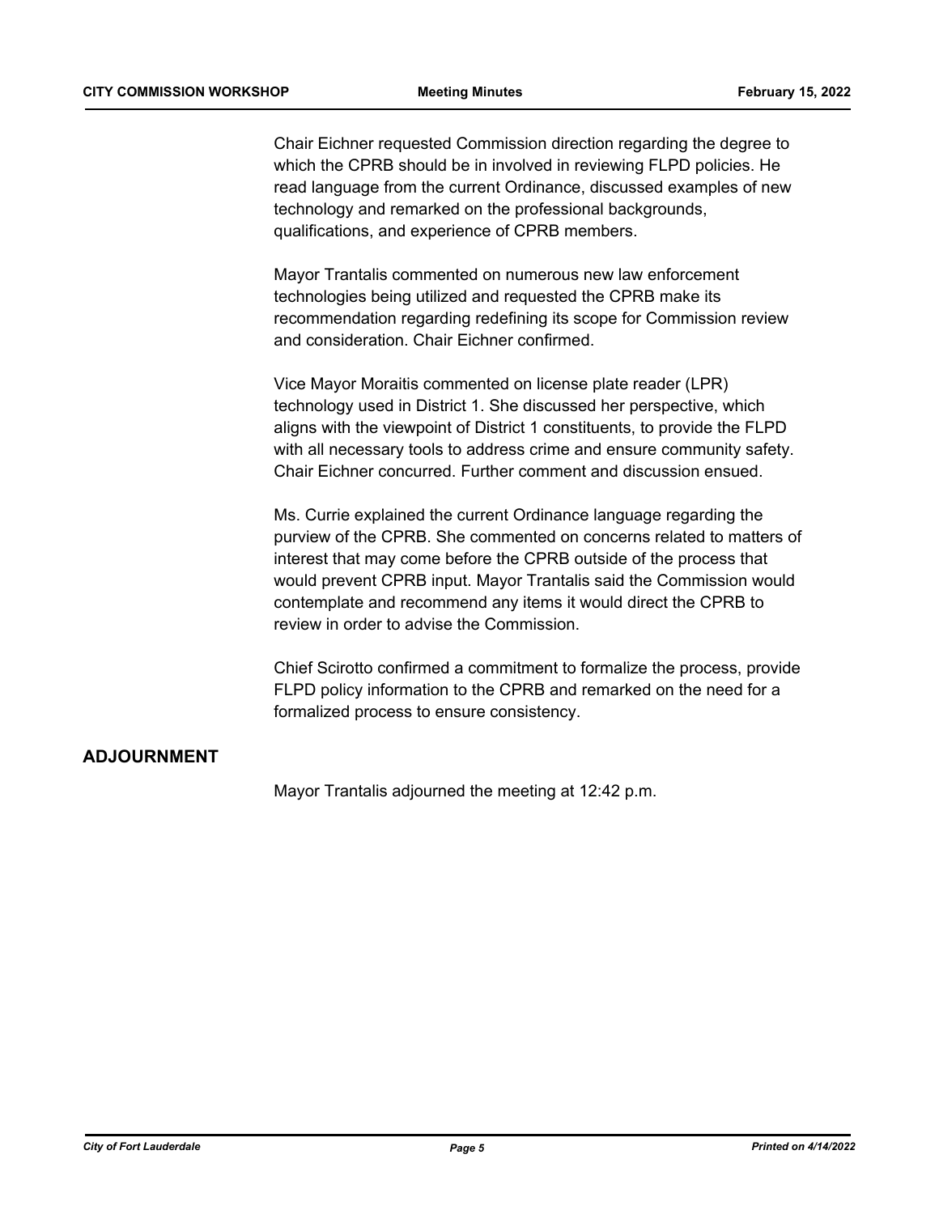Chair Eichner requested Commission direction regarding the degree to which the CPRB should be in involved in reviewing FLPD policies. He read language from the current Ordinance, discussed examples of new technology and remarked on the professional backgrounds, qualifications, and experience of CPRB members.

Mayor Trantalis commented on numerous new law enforcement technologies being utilized and requested the CPRB make its recommendation regarding redefining its scope for Commission review and consideration. Chair Eichner confirmed.

Vice Mayor Moraitis commented on license plate reader (LPR) technology used in District 1. She discussed her perspective, which aligns with the viewpoint of District 1 constituents, to provide the FLPD with all necessary tools to address crime and ensure community safety. Chair Eichner concurred. Further comment and discussion ensued.

Ms. Currie explained the current Ordinance language regarding the purview of the CPRB. She commented on concerns related to matters of interest that may come before the CPRB outside of the process that would prevent CPRB input. Mayor Trantalis said the Commission would contemplate and recommend any items it would direct the CPRB to review in order to advise the Commission.

Chief Scirotto confirmed a commitment to formalize the process, provide FLPD policy information to the CPRB and remarked on the need for a formalized process to ensure consistency.

## ADJOURNMENT

Mayor Trantalis adjourned the meeting at 12:42 p.m.